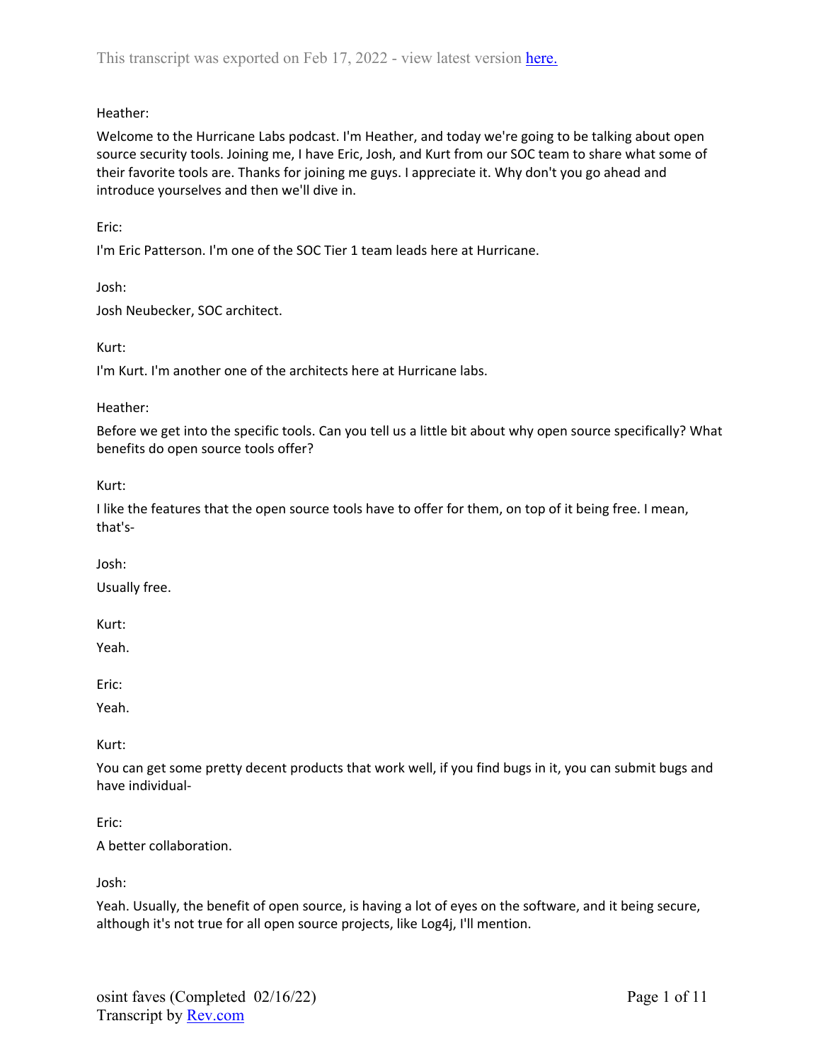This transcript was exported on Feb 17, 2022 - view latest version here.

Heather:

Welcome to the Hurricane Labs podcast. I'm Heather, and today we're going to be talking about open source security tools. Joining me, I have Eric, Josh, and Kurt from our SOC team to share what some of their favorite tools are. Thanks for joining me guys. I appreciate it. Why don't you go ahead and introduce yourselves and then we'll dive in.

Eric:

I'm Eric Patterson. I'm one of the SOC Tier 1 team leads here at Hurricane.

Josh:

Josh Neubecker, SOC architect.

Kurt:

I'm Kurt. I'm another one of the architects here at Hurricane labs.

Heather:

Before we get into the specific tools. Can you tell us a little bit about why open source specifically? What benefits do open source tools offer?

Kurt:

I like the features that the open source tools have to offer for them, on top of it being free. I mean, that's-

Josh:

Usually free.

Kurt:

Yeah.

Eric:

Yeah.

Kurt:

You can get some pretty decent products that work well, if you find bugs in it, you can submit bugs and have individual-

Eric:

A better collaboration.

Josh:

Yeah. Usually, the benefit of open source, is having a lot of eyes on the software, and it being secure, although it's not true for all open source projects, like Log4j, I'll mention.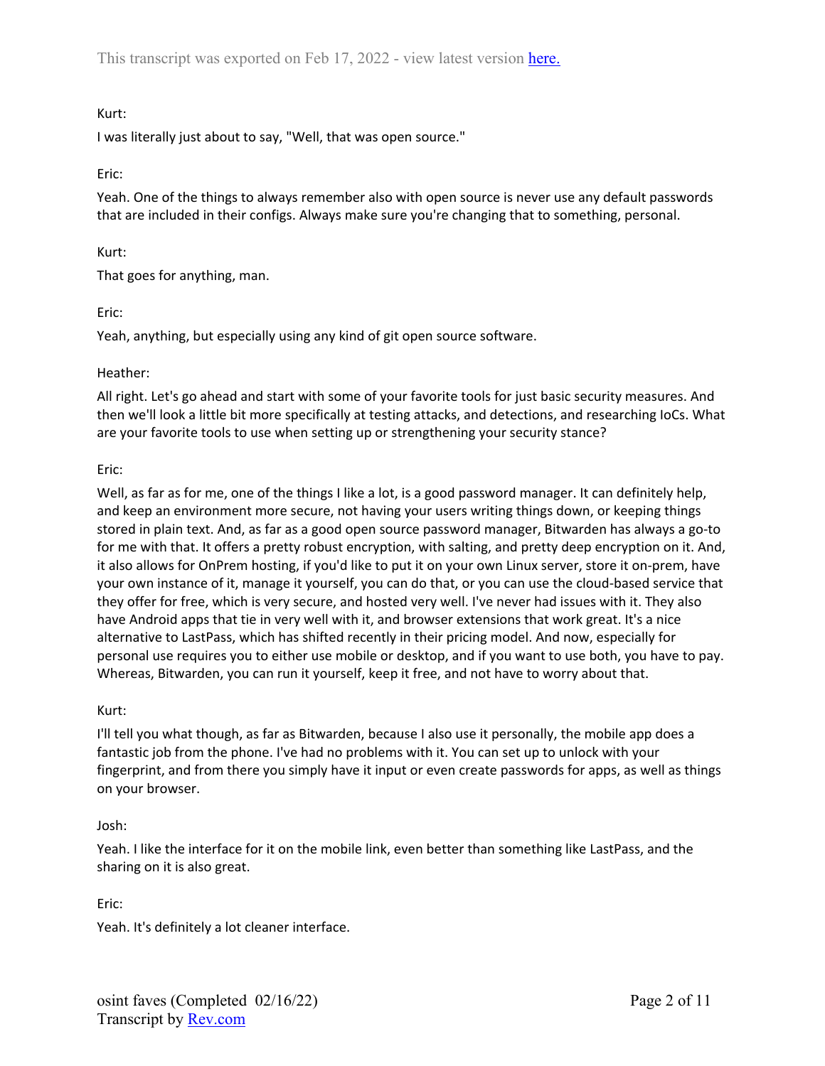Kurt:

I was literally just about to say, "Well, that was open source."

Eric:

Yeah. One of the things to always remember also with open source is never use any default passwords that are included in their configs. Always make sure you're changing that to something, personal.

Kurt:

That goes for anything, man.

Eric:

Yeah, anything, but especially using any kind of git open source software.

Heather:

All right. Let's go ahead and start with some of your favorite tools for just basic security measures. And then we'll look a little bit more specifically at testing attacks, and detections, and researching IoCs. What are your favorite tools to use when setting up or strengthening your security stance?

Eric:

Well, as far as for me, one of the things I like a lot, is a good password manager. It can definitely help, and keep an environment more secure, not having your users writing things down, or keeping things stored in plain text. And, as far as a good open source password manager, Bitwarden has always a go-to for me with that. It offers a pretty robust encryption, with salting, and pretty deep encryption on it. And, it also allows for OnPrem hosting, if you'd like to put it on your own Linux server, store it on-prem, have your own instance of it, manage it yourself, you can do that, or you can use the cloud-based service that they offer for free, which is very secure, and hosted very well. I've never had issues with it. They also have Android apps that tie in very well with it, and browser extensions that work great. It's a nice alternative to LastPass, which has shifted recently in their pricing model. And now, especially for personal use requires you to either use mobile or desktop, and if you want to use both, you have to pay. Whereas, Bitwarden, you can run it yourself, keep it free, and not have to worry about that.

Kurt:

I'll tell you what though, as far as Bitwarden, because I also use it personally, the mobile app does a fantastic job from the phone. I've had no problems with it. You can set up to unlock with your fingerprint, and from there you simply have it input or even create passwords for apps, as well as things on your browser.

Josh:

Yeah. I like the interface for it on the mobile link, even better than something like LastPass, and the sharing on it is also great.

Eric:

Yeah. It's definitely a lot cleaner interface.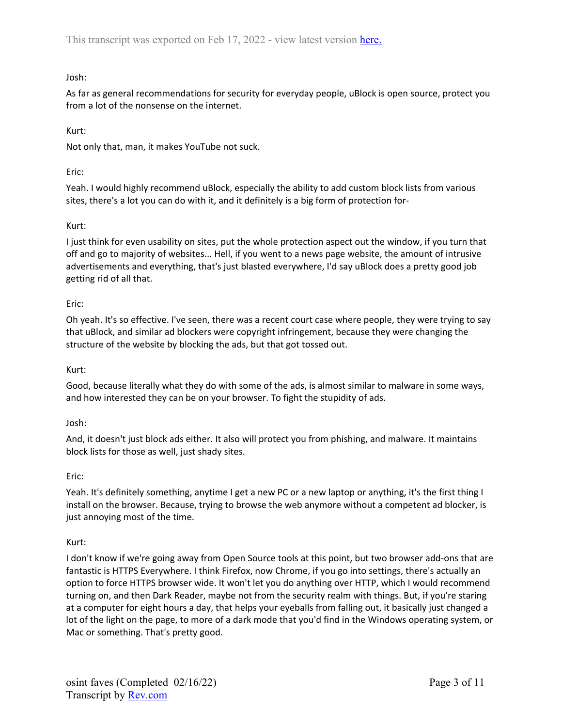Josh:

As far as general recommendations for security for everyday people, uBlock is open source, protect you from a lot of the nonsense on the internet.

Kurt:

Not only that, man, it makes YouTube not suck.

Eric:

Yeah. I would highly recommend uBlock, especially the ability to add custom block lists from various sites, there's a lot you can do with it, and it definitely is a big form of protection for-

Kurt:

I just think for even usability on sites, put the whole protection aspect out the window, if you turn that off and go to majority of websites... Hell, if you went to a news page website, the amount of intrusive advertisements and everything, that's just blasted everywhere, I'd say uBlock does a pretty good job getting rid of all that.

Eric:

Oh yeah. It's so effective. I've seen, there was a recent court case where people, they were trying to say that uBlock, and similar ad blockers were copyright infringement, because they were changing the structure of the website by blocking the ads, but that got tossed out.

Kurt:

Good, because literally what they do with some of the ads, is almost similar to malware in some ways, and how interested they can be on your browser. To fight the stupidity of ads.

Josh:

And, it doesn't just block ads either. It also will protect you from phishing, and malware. It maintains block lists for those as well, just shady sites.

Eric:

Yeah. It's definitely something, anytime I get a new PC or a new laptop or anything, it's the first thing I install on the browser. Because, trying to browse the web anymore without a competent ad blocker, is just annoying most of the time.

Kurt:

I don't know if we're going away from Open Source tools at this point, but two browser add-ons that are fantastic is HTTPS Everywhere. I think Firefox, now Chrome, if you go into settings, there's actually an option to force HTTPS browser wide. It won't let you do anything over HTTP, which I would recommend turning on, and then Dark Reader, maybe not from the security realm with things. But, if you're staring at a computer for eight hours a day, that helps your eyeballs from falling out, it basically just changed a lot of the light on the page, to more of a dark mode that you'd find in the Windows operating system, or Mac or something. That's pretty good.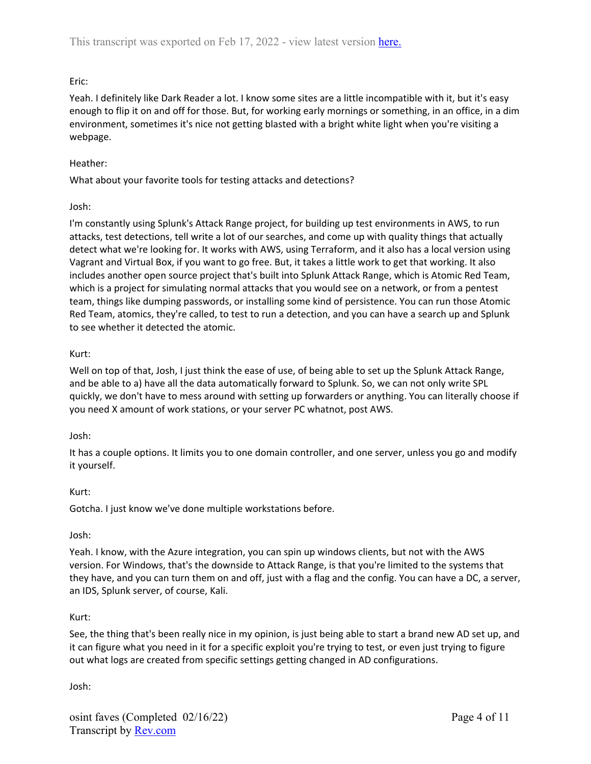Eric:

Yeah. I definitely like Dark Reader a lot. I know some sites are a little incompatible with it, but it's easy enough to flip it on and off for those. But, for working early mornings or something, in an office, in a dim environment, sometimes it's nice not getting blasted with a bright white light when you're visiting a webpage.

Heather:

What about your favorite tools for testing attacks and detections?

Josh:

I'm constantly using Splunk's Attack Range project, for building up test environments in AWS, to run attacks, test detections, tell write a lot of our searches, and come up with quality things that actually detect what we're looking for. It works with AWS, using Terraform, and it also has a local version using Vagrant and Virtual Box, if you want to go free. But, it takes a little work to get that working. It also includes another open source project that's built into Splunk Attack Range, which is Atomic Red Team, which is a project for simulating normal attacks that you would see on a network, or from a pentest team, things like dumping passwords, or installing some kind of persistence. You can run those Atomic Red Team, atomics, they're called, to test to run a detection, and you can have a search up and Splunk to see whether it detected the atomic.

Kurt:

Well on top of that, Josh, I just think the ease of use, of being able to set up the Splunk Attack Range, and be able to a) have all the data automatically forward to Splunk. So, we can not only write SPL quickly, we don't have to mess around with setting up forwarders or anything. You can literally choose if you need X amount of work stations, or your server PC whatnot, post AWS.

Josh:

It has a couple options. It limits you to one domain controller, and one server, unless you go and modify it yourself.

Kurt:

Gotcha. I just know we've done multiple workstations before.

Josh:

Yeah. I know, with the Azure integration, you can spin up windows clients, but not with the AWS version. For Windows, that's the downside to Attack Range, is that you're limited to the systems that they have, and you can turn them on and off, just with a flag and the config. You can have a DC, a server, an IDS, Splunk server, of course, Kali.

Kurt:

See, the thing that's been really nice in my opinion, is just being able to start a brand new AD set up, and it can figure what you need in it for a specific exploit you're trying to test, or even just trying to figure out what logs are created from specific settings getting changed in AD configurations.

Josh: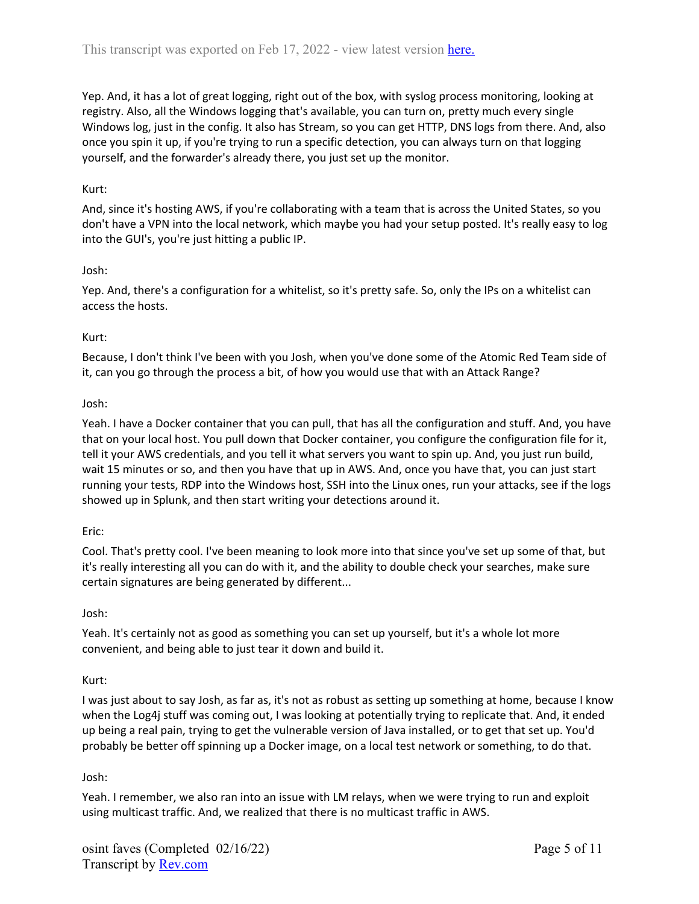Yep. And, it has a lot of great logging, right out of the box, with syslog process monitoring, looking at registry. Also, all the Windows logging that's available, you can turn on, pretty much every single Windows log, just in the config. It also has Stream, so you can get HTTP, DNS logs from there. And, also once you spin it up, if you're trying to run a specific detection, you can always turn on that logging yourself, and the forwarder's already there, you just set up the monitor.

Kurt:

And, since it's hosting AWS, if you're collaborating with a team that is across the United States, so you don't have a VPN into the local network, which maybe you had your setup posted. It's really easy to log into the GUI's, you're just hitting a public IP.

Josh:

Yep. And, there's a configuration for a whitelist, so it's pretty safe. So, only the IPs on a whitelist can access the hosts.

Kurt:

Because, I don't think I've been with you Josh, when you've done some of the Atomic Red Team side of it, can you go through the process a bit, of how you would use that with an Attack Range?

Josh:

Yeah. I have a Docker container that you can pull, that has all the configuration and stuff. And, you have that on your local host. You pull down that Docker container, you configure the configuration file for it, tell it your AWS credentials, and you tell it what servers you want to spin up. And, you just run build, wait 15 minutes or so, and then you have that up in AWS. And, once you have that, you can just start running your tests, RDP into the Windows host, SSH into the Linux ones, run your attacks, see if the logs showed up in Splunk, and then start writing your detections around it.

Eric:

Cool. That's pretty cool. I've been meaning to look more into that since you've set up some of that, but it's really interesting all you can do with it, and the ability to double check your searches, make sure certain signatures are being generated by different...

Josh:

Yeah. It's certainly not as good as something you can set up yourself, but it's a whole lot more convenient, and being able to just tear it down and build it.

Kurt:

I was just about to say Josh, as far as, it's not as robust as setting up something at home, because I know when the Log4j stuff was coming out, I was looking at potentially trying to replicate that. And, it ended up being a real pain, trying to get the vulnerable version of Java installed, or to get that set up. You'd probably be better off spinning up a Docker image, on a local test network or something, to do that.

Josh:

Yeah. I remember, we also ran into an issue with LM relays, when we were trying to run and exploit using multicast traffic. And, we realized that there is no multicast traffic in AWS.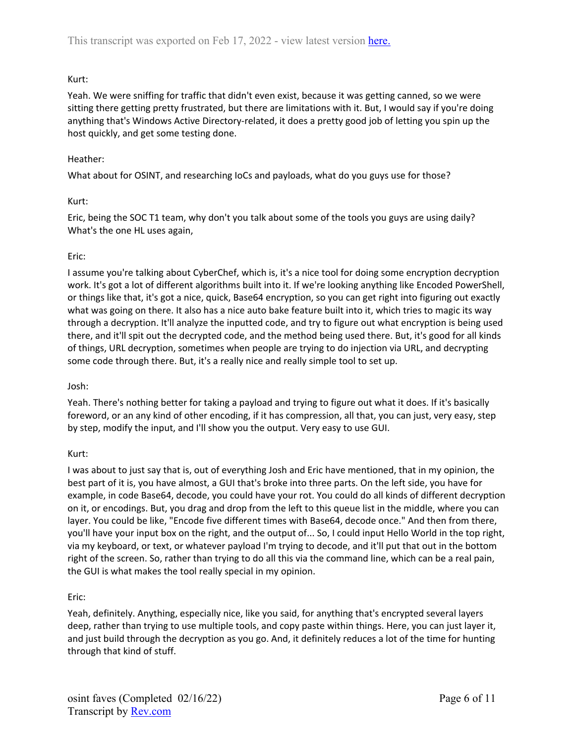Kurt:

Yeah. We were sniffing for traffic that didn't even exist, because it was getting canned, so we were sitting there getting pretty frustrated, but there are limitations with it. But, I would say if you're doing anything that's Windows Active Directory-related, it does a pretty good job of letting you spin up the host quickly, and get some testing done.

Heather:

What about for OSINT, and researching IoCs and payloads, what do you guys use for those?

Kurt:

Eric, being the SOC T1 team, why don't you talk about some of the tools you guys are using daily? What's the one HL uses again,

Eric:

I assume you're talking about CyberChef, which is, it's a nice tool for doing some encryption decryption work. It's got a lot of different algorithms built into it. If we're looking anything like Encoded PowerShell, or things like that, it's got a nice, quick, Base64 encryption, so you can get right into figuring out exactly what was going on there. It also has a nice auto bake feature built into it, which tries to magic its way through a decryption. It'll analyze the inputted code, and try to figure out what encryption is being used there, and it'll spit out the decrypted code, and the method being used there. But, it's good for all kinds of things, URL decryption, sometimes when people are trying to do injection via URL, and decrypting some code through there. But, it's a really nice and really simple tool to set up.

Josh:

Yeah. There's nothing better for taking a payload and trying to figure out what it does. If it's basically foreword, or an any kind of other encoding, if it has compression, all that, you can just, very easy, step by step, modify the input, and I'll show you the output. Very easy to use GUI.

Kurt:

I was about to just say that is, out of everything Josh and Eric have mentioned, that in my opinion, the best part of it is, you have almost, a GUI that's broke into three parts. On the left side, you have for example, in code Base64, decode, you could have your rot. You could do all kinds of different decryption on it, or encodings. But, you drag and drop from the left to this queue list in the middle, where you can layer. You could be like, "Encode five different times with Base64, decode once." And then from there, you'll have your input box on the right, and the output of... So, I could input Hello World in the top right, via my keyboard, or text, or whatever payload I'm trying to decode, and it'll put that out in the bottom right of the screen. So, rather than trying to do all this via the command line, which can be a real pain, the GUI is what makes the tool really special in my opinion.

Eric:

Yeah, definitely. Anything, especially nice, like you said, for anything that's encrypted several layers deep, rather than trying to use multiple tools, and copy paste within things. Here, you can just layer it, and just build through the decryption as you go. And, it definitely reduces a lot of the time for hunting through that kind of stuff.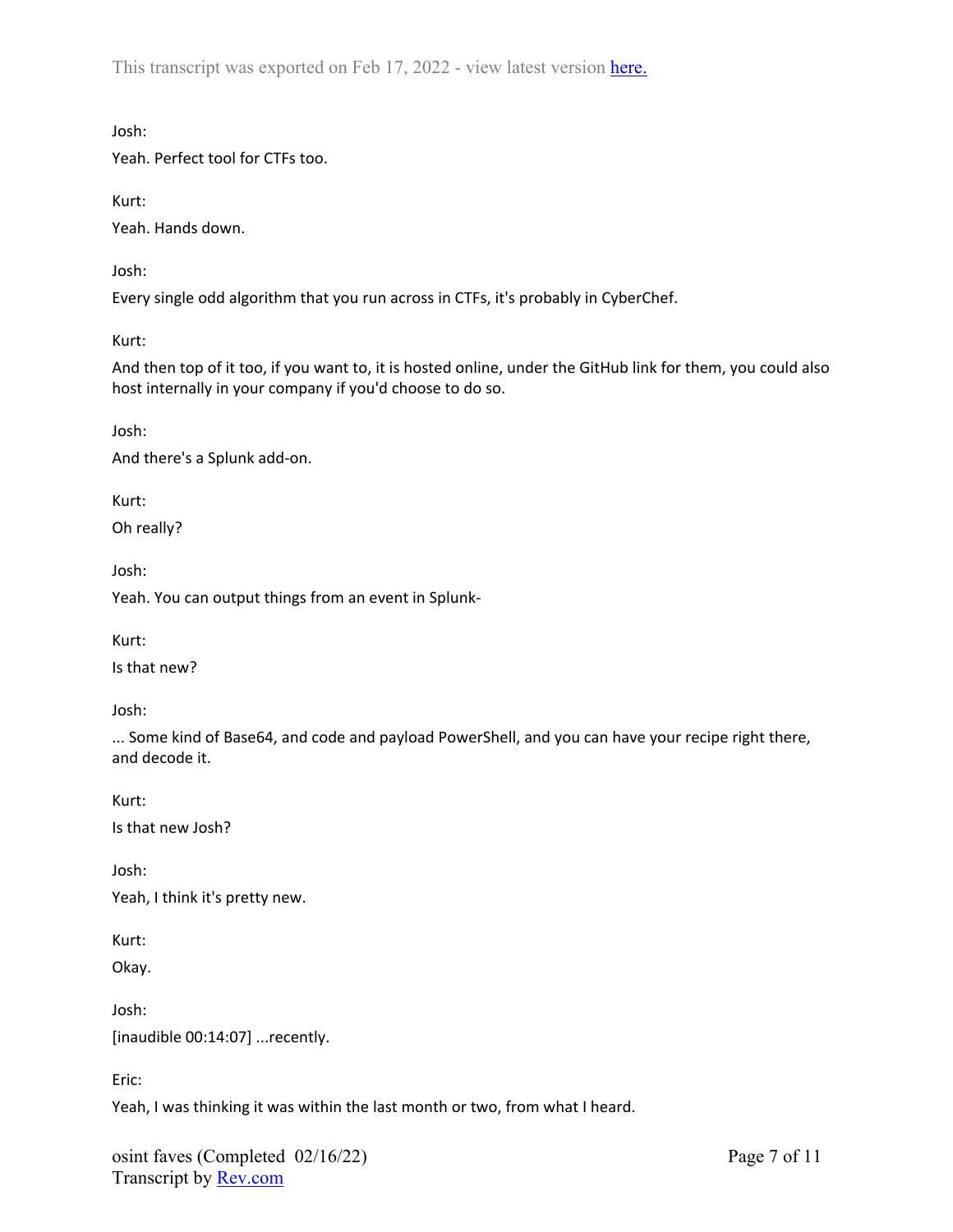Josh:

Yeah. Perfect tool for CTFs too.

Kurt:

Yeah. Hands down.

Josh:

Every single odd algorithm that you run across in CTFs, it's probably in CyberChef.

Kurt:

And then top of it too, if you want to, it is hosted online, under the GitHub link for them, you could also host internally in your company if you'd choose to do so.

Josh:

And there's a Splunk add-on.

Kurt:

Oh really?

Josh:

Yeah. You can output things from an event in Splunk-

Kurt:

Is that new?

Josh:

... Some kind of Base64, and code and payload PowerShell, and you can have your recipe right there, and decode it.

Kurt:

Is that new Josh?

Josh:

Yeah, I think it's pretty new.

Kurt:

Okay.

Josh:

[inaudible 00:14:07] ...recently.

Eric:

Yeah, I was thinking it was within the last month or two, from what I heard.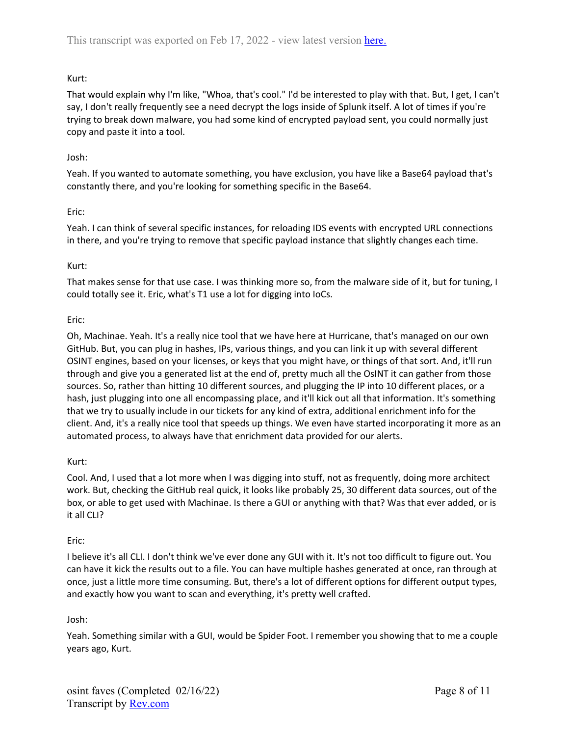Kurt:

That would explain why I'm like, "Whoa, that's cool." I'd be interested to play with that. But, I get, I can't say, I don't really frequently see a need decrypt the logs inside of Splunk itself. A lot of times if you're trying to break down malware, you had some kind of encrypted payload sent, you could normally just copy and paste it into a tool.

Josh:

Yeah. If you wanted to automate something, you have exclusion, you have like a Base64 payload that's constantly there, and you're looking for something specific in the Base64.

Eric:

Yeah. I can think of several specific instances, for reloading IDS events with encrypted URL connections in there, and you're trying to remove that specific payload instance that slightly changes each time.

Kurt:

That makes sense for that use case. I was thinking more so, from the malware side of it, but for tuning, I could totally see it. Eric, what's T1 use a lot for digging into IoCs.

Eric:

Oh, Machinae. Yeah. It's a really nice tool that we have here at Hurricane, that's managed on our own GitHub. But, you can plug in hashes, IPs, various things, and you can link it up with several different OSINT engines, based on your licenses, or keys that you might have, or things of that sort. And, it'll run through and give you a generated list at the end of, pretty much all the OsINT it can gather from those sources. So, rather than hitting 10 different sources, and plugging the IP into 10 different places, or a hash, just plugging into one all encompassing place, and it'll kick out all that information. It's something that we try to usually include in our tickets for any kind of extra, additional enrichment info for the client. And, it's a really nice tool that speeds up things. We even have started incorporating it more as an automated process, to always have that enrichment data provided for our alerts.

Kurt:

Cool. And, I used that a lot more when I was digging into stuff, not as frequently, doing more architect work. But, checking the GitHub real quick, it looks like probably 25, 30 different data sources, out of the box, or able to get used with Machinae. Is there a GUI or anything with that? Was that ever added, or is it all CLI?

Eric:

I believe it's all CLI. I don't think we've ever done any GUI with it. It's not too difficult to figure out. You can have it kick the results out to a file. You can have multiple hashes generated at once, ran through at once, just a little more time consuming. But, there's a lot of different options for different output types, and exactly how you want to scan and everything, it's pretty well crafted.

Josh:

Yeah. Something similar with a GUI, would be Spider Foot. I remember you showing that to me a couple years ago, Kurt.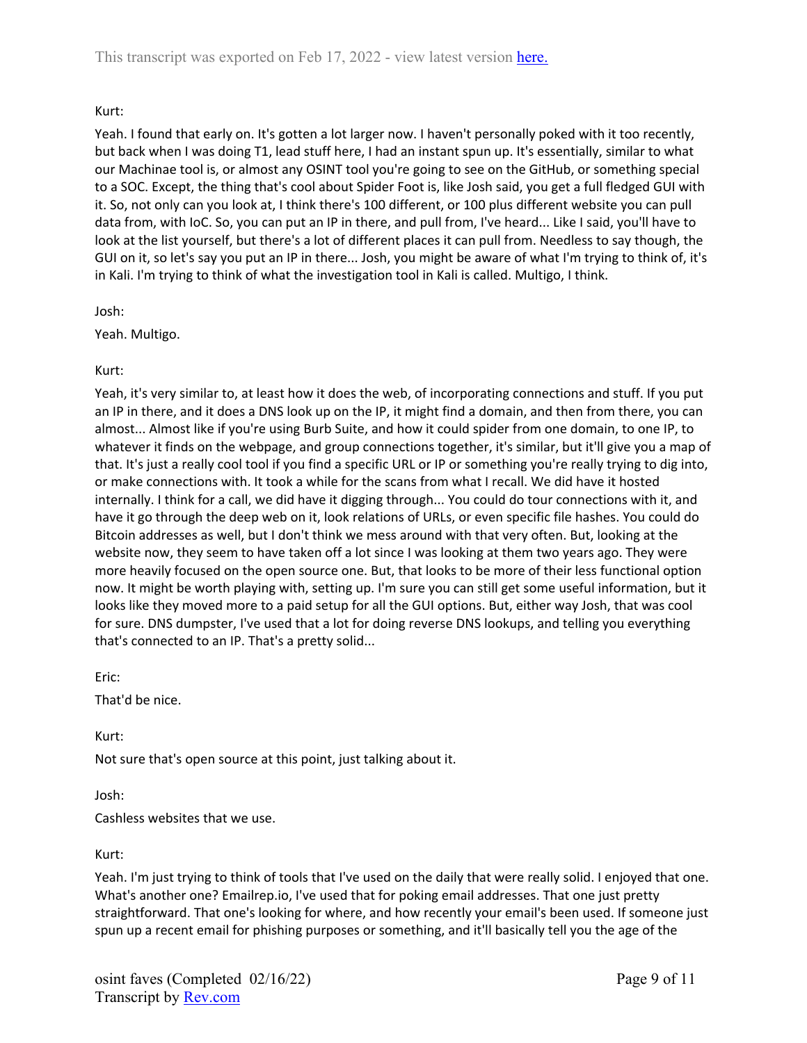Kurt:

Yeah. I found that early on. It's gotten a lot larger now. I haven't personally poked with it too recently, but back when I was doing T1, lead stuff here, I had an instant spun up. It's essentially, similar to what our Machinae tool is, or almost any OSINT tool you're going to see on the GitHub, or something special to a SOC. Except, the thing that's cool about Spider Foot is, like Josh said, you get a full fledged GUI with it. So, not only can you look at, I think there's 100 different, or 100 plus different website you can pull data from, with IoC. So, you can put an IP in there, and pull from, I've heard... Like I said, you'll have to look at the list yourself, but there's a lot of different places it can pull from. Needless to say though, the GUI on it, so let's say you put an IP in there... Josh, you might be aware of what I'm trying to think of, it's in Kali. I'm trying to think of what the investigation tool in Kali is called. Multigo, I think.

Josh:

Yeah. Multigo.

Kurt:

Yeah, it's very similar to, at least how it does the web, of incorporating connections and stuff. If you put an IP in there, and it does a DNS look up on the IP, it might find a domain, and then from there, you can almost... Almost like if you're using Burb Suite, and how it could spider from one domain, to one IP, to whatever it finds on the webpage, and group connections together, it's similar, but it'll give you a map of that. It's just a really cool tool if you find a specific URL or IP or something you're really trying to dig into, or make connections with. It took a while for the scans from what I recall. We did have it hosted internally. I think for a call, we did have it digging through... You could do tour connections with it, and have it go through the deep web on it, look relations of URLs, or even specific file hashes. You could do Bitcoin addresses as well, but I don't think we mess around with that very often. But, looking at the website now, they seem to have taken off a lot since I was looking at them two years ago. They were more heavily focused on the open source one. But, that looks to be more of their less functional option now. It might be worth playing with, setting up. I'm sure you can still get some useful information, but it looks like they moved more to a paid setup for all the GUI options. But, either way Josh, that was cool for sure. DNS dumpster, I've used that a lot for doing reverse DNS lookups, and telling you everything that's connected to an IP. That's a pretty solid...

Eric:

That'd be nice.

Kurt:

Not sure that's open source at this point, just talking about it.

Josh:

Cashless websites that we use.

Kurt:

Yeah. I'm just trying to think of tools that I've used on the daily that were really solid. I enjoyed that one. What's another one? Emailrep.io, I've used that for poking email addresses. That one just pretty straightforward. That one's looking for where, and how recently your email's been used. If someone just spun up a recent email for phishing purposes or something, and it'll basically tell you the age of the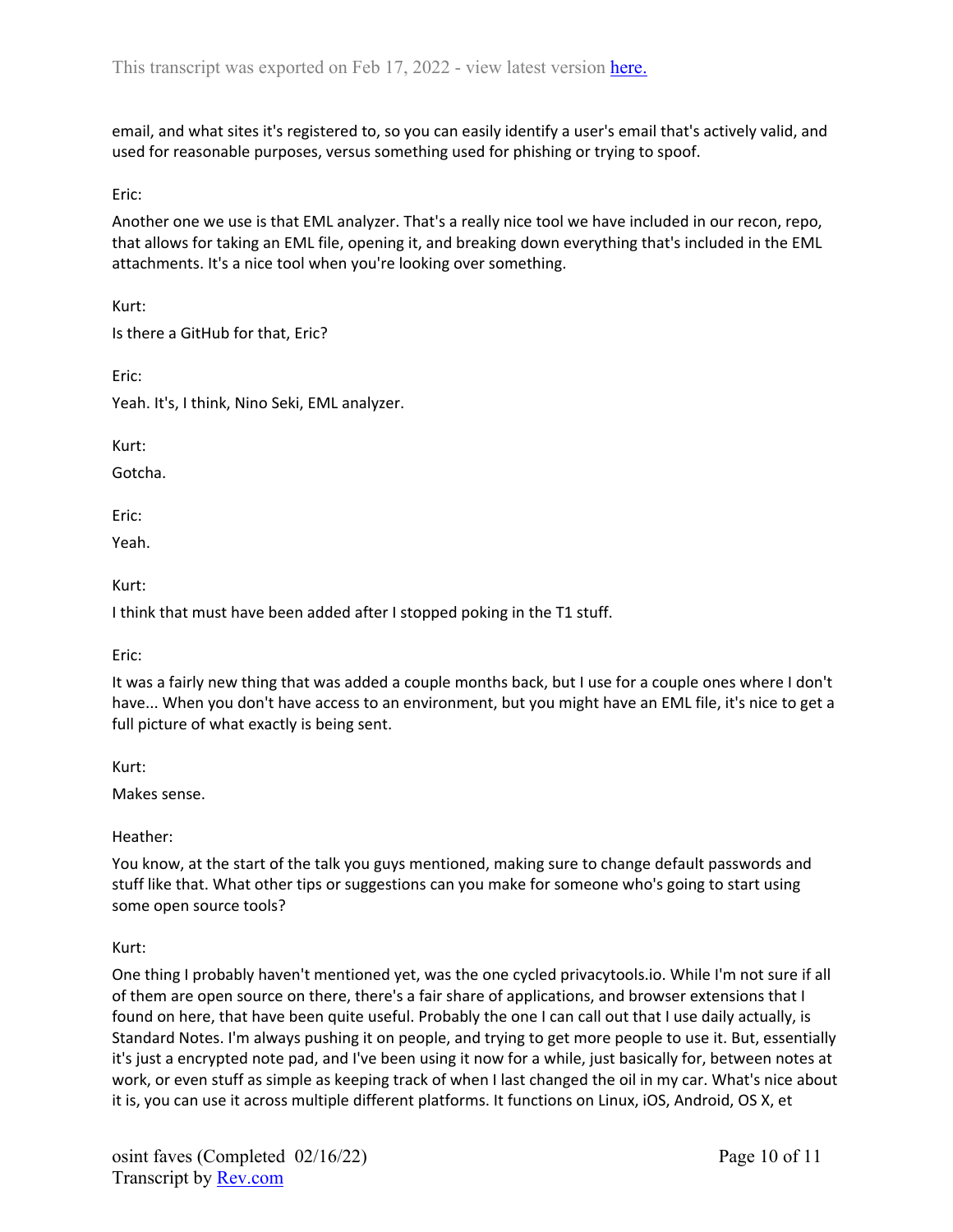email, and what sites it's registered to, so you can easily identify a user's email that's actively valid, and used for reasonable purposes, versus something used for phishing or trying to spoof.

Eric:

Another one we use is that EML analyzer. That's a really nice tool we have included in our recon, repo, that allows for taking an EML file, opening it, and breaking down everything that's included in the EML attachments. It's a nice tool when you're looking over something.

Kurt:

Is there a GitHub for that, Eric?

Eric:

Yeah. It's, I think, Nino Seki, EML analyzer.

Kurt:

Gotcha.

Eric:

Yeah.

Kurt:

I think that must have been added after I stopped poking in the T1 stuff.

Eric:

It was a fairly new thing that was added a couple months back, but I use for a couple ones where I don't have... When you don't have access to an environment, but you might have an EML file, it's nice to get a full picture of what exactly is being sent.

Kurt:

Makes sense.

Heather:

You know, at the start of the talk you guys mentioned, making sure to change default passwords and stuff like that. What other tips or suggestions can you make for someone who's going to start using some open source tools?

Kurt:

One thing I probably haven't mentioned yet, was the one cycled privacytools.io. While I'm not sure if all of them are open source on there, there's a fair share of applications, and browser extensions that I found on here, that have been quite useful. Probably the one I can call out that I use daily actually, is Standard Notes. I'm always pushing it on people, and trying to get more people to use it. But, essentially it's just a encrypted note pad, and I've been using it now for a while, just basically for, between notes at work, or even stuff as simple as keeping track of when I last changed the oil in my car. What's nice about it is, you can use it across multiple different platforms. It functions on Linux, iOS, Android, OS X, et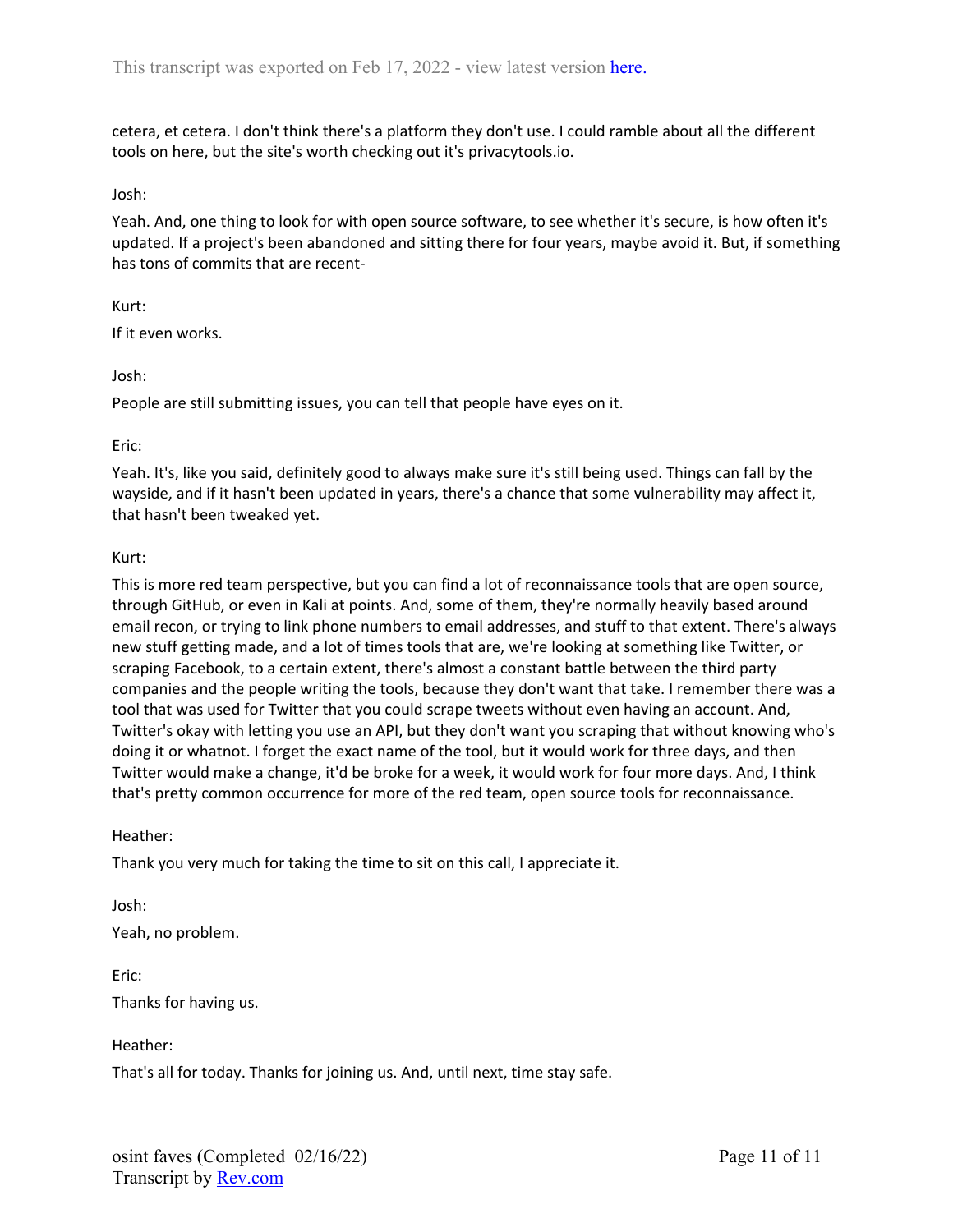cetera, et cetera. I don't think there's a platform they don't use. I could ramble about all the different tools on here, but the site's worth checking out it's privacytools.io.

Josh:

Yeah. And, one thing to look for with open source software, to see whether it's secure, is how often it's updated. If a project's been abandoned and sitting there for four years, maybe avoid it. But, if something has tons of commits that are recent-

Kurt:

If it even works.

Josh:

People are still submitting issues, you can tell that people have eyes on it.

Eric:

Yeah. It's, like you said, definitely good to always make sure it's still being used. Things can fall by the wayside, and if it hasn't been updated in years, there's a chance that some vulnerability may affect it, that hasn't been tweaked yet.

Kurt:

This is more red team perspective, but you can find a lot of reconnaissance tools that are open source, through GitHub, or even in Kali at points. And, some of them, they're normally heavily based around email recon, or trying to link phone numbers to email addresses, and stuff to that extent. There's always new stuff getting made, and a lot of times tools that are, we're looking at something like Twitter, or scraping Facebook, to a certain extent, there's almost a constant battle between the third party companies and the people writing the tools, because they don't want that take. I remember there was a tool that was used for Twitter that you could scrape tweets without even having an account. And, Twitter's okay with letting you use an API, but they don't want you scraping that without knowing who's doing it or whatnot. I forget the exact name of the tool, but it would work for three days, and then Twitter would make a change, it'd be broke for a week, it would work for four more days. And, I think that's pretty common occurrence for more of the red team, open source tools for reconnaissance.

Heather:

Thank you very much for taking the time to sit on this call, I appreciate it.

Josh:

Yeah, no problem.

Eric:

Thanks for having us.

Heather:

That's all for today. Thanks for joining us. And, until next, time stay safe.